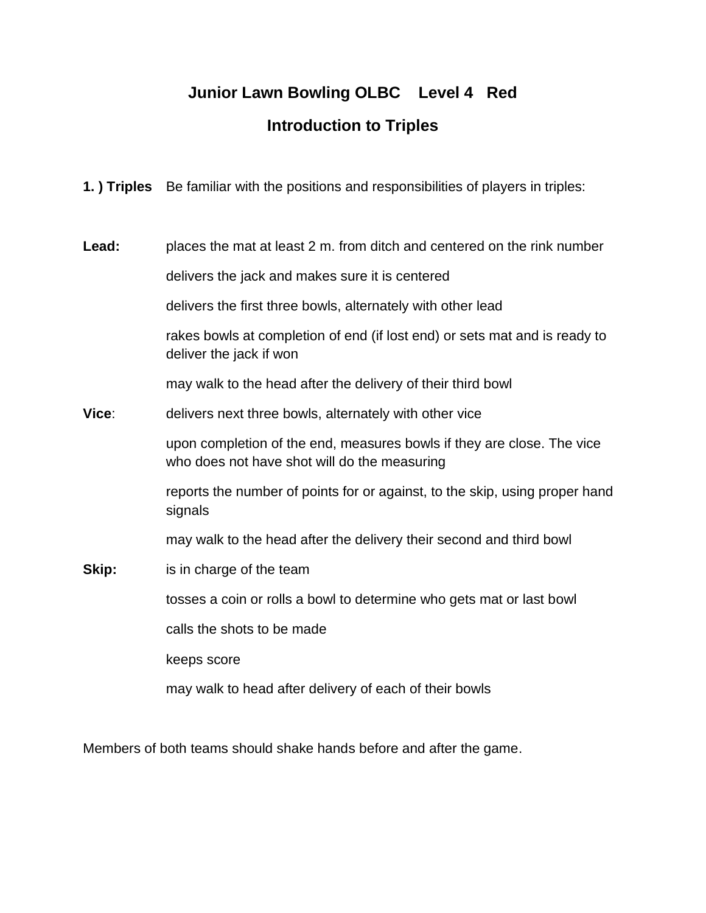# Junior Lawn Bowling OLBC Level 4 Red

## Introduction to Triples

**1. ) Triples** Be familiar with the positions and responsibilities of players in triples:

**Lead:**

- places the mat at least 2 m. from ditch and centered on the rink number
- delivers the jack and makes sure it is centered
- delivers the first three bowls, alternately with other lead
- rakes bowls at completion of end (if lost end) or sets mat and is ready to deliver the jack if won
- may walk to the head after the delivery of their third bowl

**Vice**:

- delivers next three bowls, alternately with other vice
- upon completion of the end, measures bowls if they are close. The vice who does not have shot will do the measuring
- reports the number of points for or against, to the skip, using proper hand signals
- may walk to the head after the delivery their second and third bowl

**Skip:**

- is in charge of the team
- tosses a coin or rolls a bowl to determine who gets mat or last bowl
- calls the shots to be made
- keeps score
- may walk to head after delivery of each of their bowls

Members of both teams should shake hands before and after the game.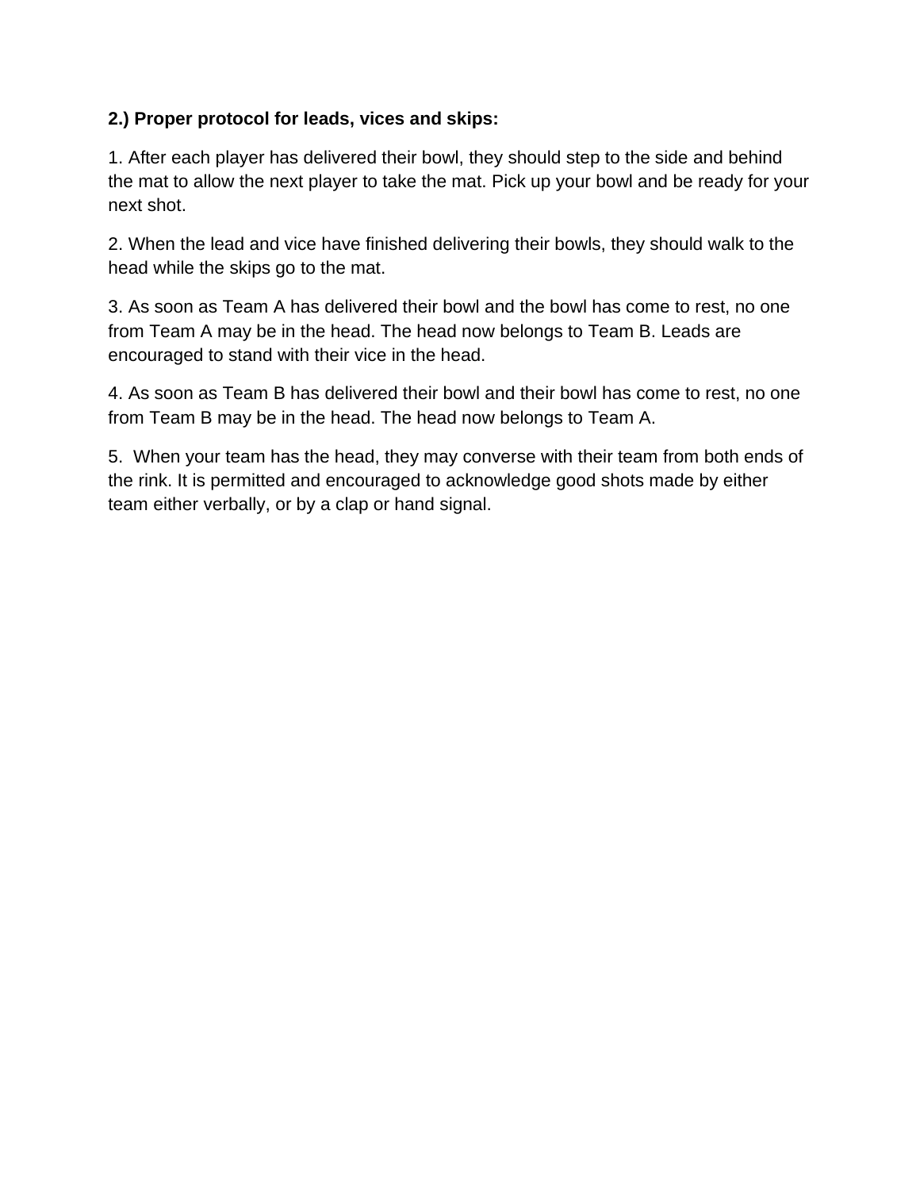**2.) Proper protocol for leads, vices and skips:**

1. After each player has delivered their bowl, they should step to the side and behind the mat to allow the next player to take the mat. Pick up your bowl and be ready for your next shot.

2. When the lead and vice have finished delivering their bowls, they should walk to the head while the skips go to the mat.

3. As soon as Team A has delivered their bowl and the bowl has come to rest, no one from Team A may be in the head. The head now belongs to Team B. Leads are encouraged to stand with their vice in the head.

4. As soon as Team B has delivered their bowl and their bowl has come to rest, no one from Team B may be in the head. The head now belongs to Team A.

5. When your team has the head, they may converse with their team from both ends of the rink. It is permitted and encouraged to acknowledge good shots made by either team either verbally, or by a clap or hand signal.